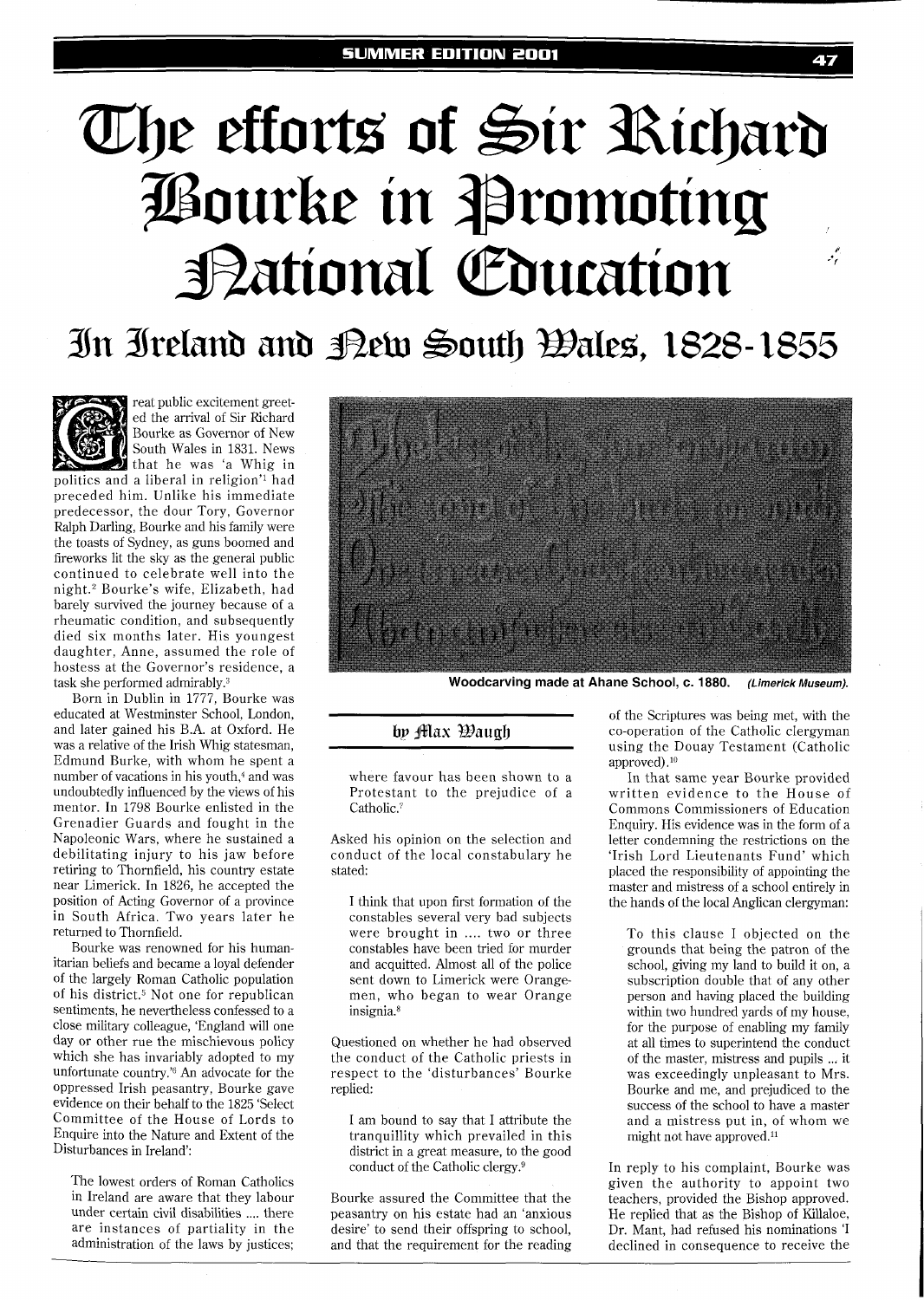# The efforts of Sir Richard Bourke in Promoting National Education

## In Ireland and New South Wales, 1828-1855

Woodcarving made at Ahane School, c. 1880. *(Limerick Museum).*

by Max Waugh

Great public excitement greeted the arrival of Sir Richard Bourke as Governor of New South Wales in 1831. News that he was 'a Whig in politics and a liberal in religion'[1] had preceded him. Unlike his immediate predecessor, the dour Tory, Governor Ralph Darling, Bourke and his family were the toasts of Sydney, as guns boomed and fireworks lit the sky as the general public continued to celebrate well into the night.[2] Bourke's wife, Elizabeth, had barely survived the journey because of a rheumatic condition, and subsequently died six months later. His youngest daughter, Anne, assumed the role of hostess at the Governor's residence, a task she performed admirably.[3]

Born in Dublin in 1777, Bourke was educated at Westminster School, London, and later gained his B.A. at Oxford. He was a relative of the Irish Whig statesman, Edmund Burke, with whom he spent a number of vacations in his youth,[4] and was undoubtedly influenced by the views of his mentor. In 1798 Bourke enlisted in the Grenadier Guards and fought in the Napoleonic Wars, where he sustained a debilitating injury to his jaw before retiring to Thornfield, his country estate near Limerick. In 1826, he accepted the position of Acting Governor of a province in South Africa. Two years later he returned to Thornfield.

Bourke was renowned for his humanitarian beliefs and became a loyal defender of the largely Roman Catholic population of his district.[5] Not one for republican sentiments, he nevertheless confessed to a close military colleague, 'England will one day or other rue the mischievous policy which she has invariably adopted to my unfortunate country.'[6] An advocate for the oppressed Irish peasantry, Bourke gave evidence on their behalf to the 1825 'Select Committee of the House of Lords to Enquire into the Nature and Extent of the Disturbances in Ireland':

> The lowest orders of Roman Catholics in Ireland are aware that they labour under certain civil disabilities .... there are instances of partiality in the administration of the laws by justices; where favour has been shown to a Protestant to the prejudice of a Catholic.[7]

Asked his opinion on the selection and conduct of the local constabulary he stated:

> I think that upon first formation of the constables several very bad subjects were brought in .... two or three constables have been tried for murder and acquitted. Almost all of the police sent down to Limerick were Orangemen, who began to wear Orange insignia.[8]

Questioned on whether he had observed the conduct of the Catholic priests in respect to the 'disturbances' Bourke replied:

> I am bound to say that I attribute the tranquillity which prevailed in this district in a great measure, to the good conduct of the Catholic clergy.[9]

Bourke assured the Committee that the peasantry on his estate had an 'anxious desire' to send their offspring to school, and that the requirement for the reading of the Scriptures was being met, with the co-operation of the Catholic clergyman using the Douay Testament (Catholic approved).[10]

In that same year Bourke provided written evidence to the House of Commons Commissioners of Education Enquiry. His evidence was in the form of a letter condemning the restrictions on the 'Irish Lord Lieutenants Fund' which placed the responsibility of appointing the master and mistress of a school entirely in the hands of the local Anglican clergyman:

> To this clause I objected on the grounds that being the patron of the school, giving my land to build it on, a subscription double that of any other person and having placed the building within two hundred yards of my house, for the purpose of enabling my family at all times to superintend the conduct of the master, mistress and pupils ... it was exceedingly unpleasant to Mrs. Bourke and me, and prejudiced to the success of the school to have a master and a mistress put in, of whom we might not have approved.[11]

In reply to his complaint, Bourke was given the authority to appoint two teachers, provided the Bishop approved. He replied that as the Bishop of Killaloe, Dr. Mant, had refused his nominations 'I declined in consequence to receive the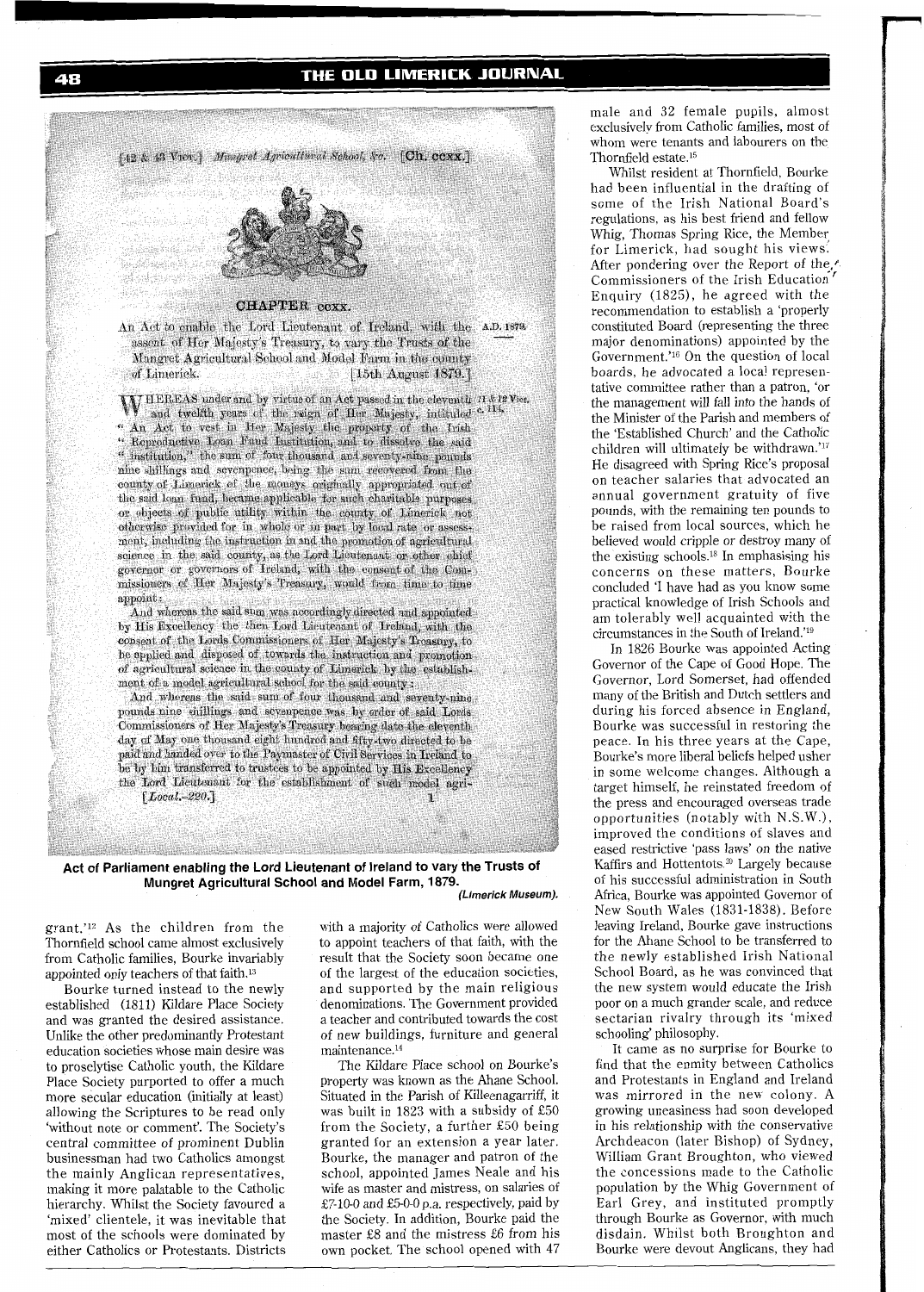[42 & 43 Vict.] *Mungret Agricultural School, &c.* [Ch. ccxx.]

CHAPTER ccxx.

An Act to enable the Lord Lieutenant of Ireland, with the assent of Her Majesty's Treasury, to vary the Trusts of the Mungret Agricultural School and Model Farm in the county of Limerick. [15th August 1879.] A.D. 1879.

WHEREAS under and by virtue of an Act passed in the eleventh and twelfth years of the reign of Her Majesty, intituled "An Act to vest in Her Majesty the property of the Irish "Reproductive Loan Fund Institution, and to dissolve the said "institution," the sum of four thousand and seventy-nine pounds nine shillings and sevenpence, being the sum recovered from the county of Limerick of the moneys originally appropriated out of the said loan fund, became applicable for such charitable purposes or objects of public utility within the county of Limerick not otherwise provided for in whole or in part by local rate or assessment, including the instruction in and the promotion of agricultural science in the said county, as the Lord Lieutenant or other chief governor or governors of Ireland, with the consent of the Commissioners of Her Majesty's Treasury, would from time to time appoint: 11 & 12 Vict. c. 115.

And whereas the said sum was accordingly directed and appointed by His Excellency the then Lord Lieutenant of Ireland, with the consent of the Lords Commissioners of Her Majesty's Treasury, to be applied and disposed of towards the instruction and promotion of agricultural science in the county of Limerick by the establishment of a model agricultural school for the said county:

And whereas the said sum of four thousand and seventy-nine pounds nine shillings and sevenpence was by order of said Lords Commissioners of Her Majesty's Treasury bearing date the eleventh day of May one thousand eight hundred and fifty-two directed to be paid and handed over to the Paymaster of Civil Services in Ireland to be by him transferred to trustees to be appointed by His Excellency the Lord Lieutenant for the establishment of such model agri-

[Local.-220.] 1

**Act of Parliament enabling the Lord Lieutenant of Ireland to vary the Trusts of Mungret Agricultural School and Model Farm, 1879.**
***(Limerick Museum).***

grant.'[12] As the children from the Thornfield school came almost exclusively from Catholic families, Bourke invariably appointed only teachers of that faith.[13]

Bourke turned instead to the newly established (1811) Kildare Place Society and was granted the desired assistance. Unlike the other predominantly Protestant education societies whose main desire was to proselytise Catholic youth, the Kildare Place Society purported to offer a much more secular education (initially at least) allowing the Scriptures to be read only 'without note or comment'. The Society's central committee of prominent Dublin businessman had two Catholics amongst the mainly Anglican representatives, making it more palatable to the Catholic hierarchy. Whilst the Society favoured a 'mixed' clientele, it was inevitable that most of the schools were dominated by either Catholics or Protestants. Districts with a majority of Catholics were allowed to appoint teachers of that faith, with the result that the Society soon became one of the largest of the education societies, and supported by the main religious denominations. The Government provided a teacher and contributed towards the cost of new buildings, furniture and general maintenance.[14]

The Kildare Place school on Bourke's property was known as the Ahane School. Situated in the Parish of Killeenagarriff, it was built in 1823 with a subsidy of £50 from the Society, a further £50 being granted for an extension a year later. Bourke, the manager and patron of the school, appointed James Neale and his wife as master and mistress, on salaries of £7-10-0 and £5-0-0 p.a. respectively, paid by the Society. In addition, Bourke paid the master £8 and the mistress £6 from his own pocket. The school opened with 47 male and 32 female pupils, almost exclusively from Catholic families, most of whom were tenants and labourers on the Thornfield estate.[15]

Whilst resident at Thornfield, Bourke had been influential in the drafting of some of the Irish National Board's regulations, as his best friend and fellow Whig, Thomas Spring Rice, the Member for Limerick, had sought his views. After pondering over the Report of the Commissioners of the Irish Education Enquiry (1825), he agreed with the recommendation to establish a 'properly constituted Board (representing the three major denominations) appointed by the Government.'[16] On the question of local boards, he advocated a local representative committee rather than a patron, 'or the management will fall into the hands of the Minister of the Parish and members of the 'Established Church' and the Catholic children will ultimately be withdrawn.'[17] He disagreed with Spring Rice's proposal on teacher salaries that advocated an annual government gratuity of five pounds, with the remaining ten pounds to be raised from local sources, which he believed would cripple or destroy many of the existing schools.[18] In emphasising his concerns on these matters, Bourke concluded 'I have had as you know some practical knowledge of Irish Schools and am tolerably well acquainted with the circumstances in the South of Ireland.'[19]

In 1826 Bourke was appointed Acting Governor of the Cape of Good Hope. The Governor, Lord Somerset, had offended many of the British and Dutch settlers and during his forced absence in England, Bourke was successful in restoring the peace. In his three years at the Cape, Bourke's more liberal beliefs helped usher in some welcome changes. Although a target himself, he reinstated freedom of the press and encouraged overseas trade opportunities (notably with N.S.W.), improved the conditions of slaves and eased restrictive 'pass laws' on the native Kaffirs and Hottentots.[20] Largely because of his successful administration in South Africa, Bourke was appointed Governor of New South Wales (1831-1838). Before leaving Ireland, Bourke gave instructions for the Ahane School to be transferred to the newly established Irish National School Board, as he was convinced that the new system would educate the Irish poor on a much grander scale, and reduce sectarian rivalry through its 'mixed schooling' philosophy.

It came as no surprise for Bourke to find that the enmity between Catholics and Protestants in England and Ireland was mirrored in the new colony. A growing uneasiness had soon developed in his relationship with the conservative Archdeacon (later Bishop) of Sydney, William Grant Broughton, who viewed the concessions made to the Catholic population by the Whig Government of Earl Grey, and instituted promptly through Bourke as Governor, with much disdain. Whilst both Broughton and Bourke were devout Anglicans, they had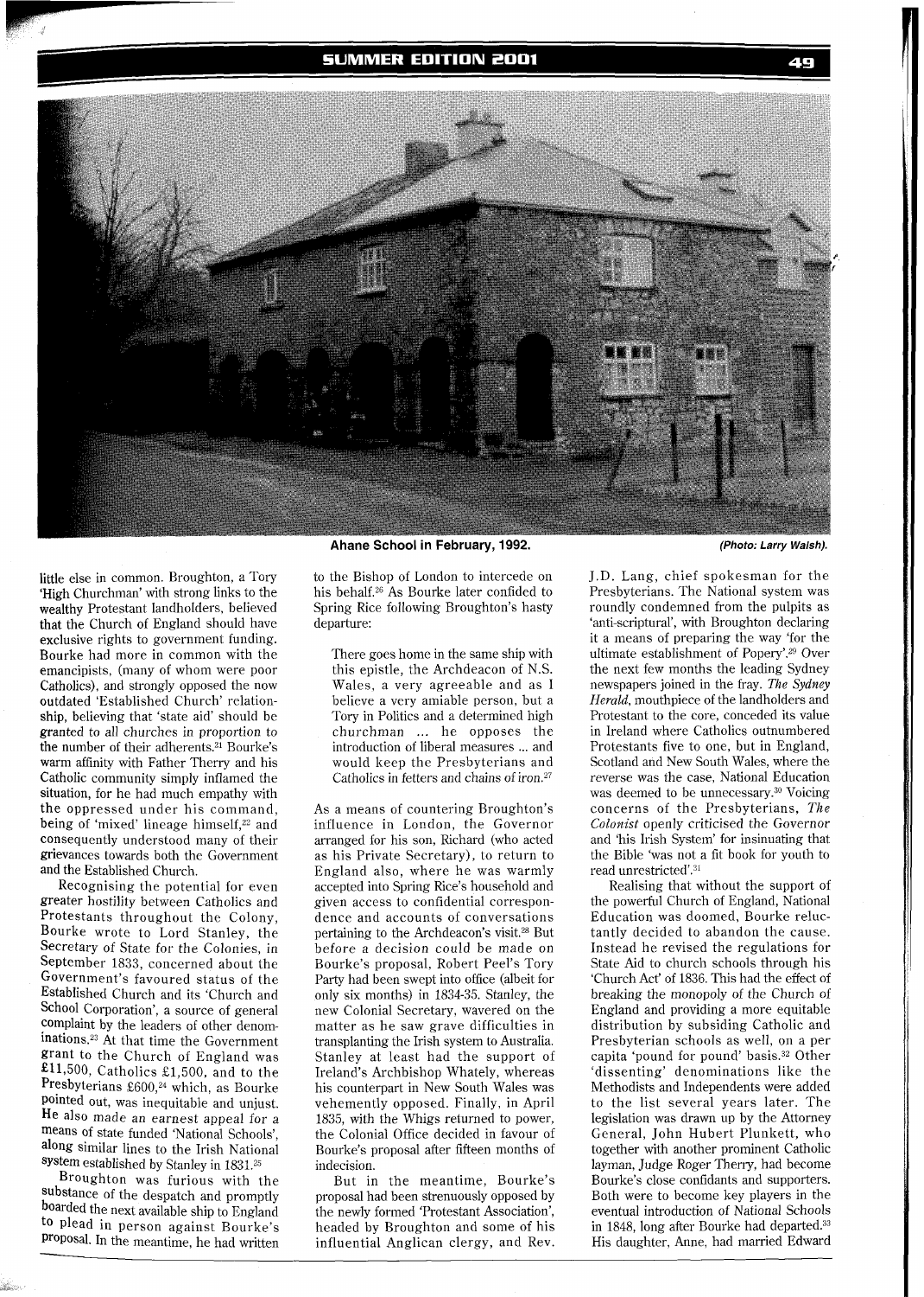Ahane School in February, 1992. *(Photo: Larry Walsh).*

little else in common. Broughton, a Tory 'High Churchman' with strong links to the wealthy Protestant landholders, believed that the Church of England should have exclusive rights to government funding. Bourke had more in common with the emancipists, (many of whom were poor Catholics), and strongly opposed the now outdated 'Established Church' relationship, believing that 'state aid' should be granted to all churches in proportion to the number of their adherents.[21] Bourke's warm affinity with Father Therry and his Catholic community simply inflamed the situation, for he had much empathy with the oppressed under his command, being of 'mixed' lineage himself,[22] and consequently understood many of their grievances towards both the Government and the Established Church.

Recognising the potential for even greater hostility between Catholics and Protestants throughout the Colony, Bourke wrote to Lord Stanley, the Secretary of State for the Colonies, in September 1833, concerned about the Government's favoured status of the Established Church and its 'Church and School Corporation', a source of general complaint by the leaders of other denominations.[23] At that time the Government grant to the Church of England was £11,500, Catholics £1,500, and to the Presbyterians £600,[24] which, as Bourke pointed out, was inequitable and unjust. He also made an earnest appeal for a means of state funded 'National Schools', along similar lines to the Irish National system established by Stanley in 1831.[25]

Broughton was furious with the substance of the despatch and promptly boarded the next available ship to England to plead in person against Bourke's proposal. In the meantime, he had written to the Bishop of London to intercede on his behalf.[26] As Bourke later confided to Spring Rice following Broughton's hasty departure:

> There goes home in the same ship with this epistle, the Archdeacon of N.S. Wales, a very agreeable and as I believe a very amiable person, but a Tory in Politics and a determined high churchman ... he opposes the introduction of liberal measures ... and would keep the Presbyterians and Catholics in fetters and chains of iron.[27]

As a means of countering Broughton's influence in London, the Governor arranged for his son, Richard (who acted as his Private Secretary), to return to England also, where he was warmly accepted into Spring Rice's household and given access to confidential correspondence and accounts of conversations pertaining to the Archdeacon's visit.[28] But before a decision could be made on Bourke's proposal, Robert Peel's Tory Party had been swept into office (albeit for only six months) in 1834-35. Stanley, the new Colonial Secretary, wavered on the matter as he saw grave difficulties in transplanting the Irish system to Australia. Stanley at least had the support of Ireland's Archbishop Whately, whereas his counterpart in New South Wales was vehemently opposed. Finally, in April 1835, with the Whigs returned to power, the Colonial Office decided in favour of Bourke's proposal after fifteen months of indecision.

But in the meantime, Bourke's proposal had been strenuously opposed by the newly formed 'Protestant Association', headed by Broughton and some of his influential Anglican clergy, and Rev. J.D. Lang, chief spokesman for the Presbyterians. The National system was roundly condemned from the pulpits as 'anti-scriptural', with Broughton declaring it a means of preparing the way 'for the ultimate establishment of Popery'.[29] Over the next few months the leading Sydney newspapers joined in the fray. *The Sydney Herald*, mouthpiece of the landholders and Protestant to the core, conceded its value in Ireland where Catholics outnumbered Protestants five to one, but in England, Scotland and New South Wales, where the reverse was the case, National Education was deemed to be unnecessary.[30] Voicing concerns of the Presbyterians, *The Colonist* openly criticised the Governor and 'his Irish System' for insinuating that the Bible 'was not a fit book for youth to read unrestricted'.[31]

Realising that without the support of the powerful Church of England, National Education was doomed, Bourke reluctantly decided to abandon the cause. Instead he revised the regulations for State Aid to church schools through his 'Church Act' of 1836. This had the effect of breaking the monopoly of the Church of England and providing a more equitable distribution by subsiding Catholic and Presbyterian schools as well, on a per capita 'pound for pound' basis.[32] Other 'dissenting' denominations like the Methodists and Independents were added to the list several years later. The legislation was drawn up by the Attorney General, John Hubert Plunkett, who together with another prominent Catholic layman, Judge Roger Therry, had become Bourke's close confidants and supporters. Both were to become key players in the eventual introduction of National Schools in 1848, long after Bourke had departed.[33] His daughter, Anne, had married Edward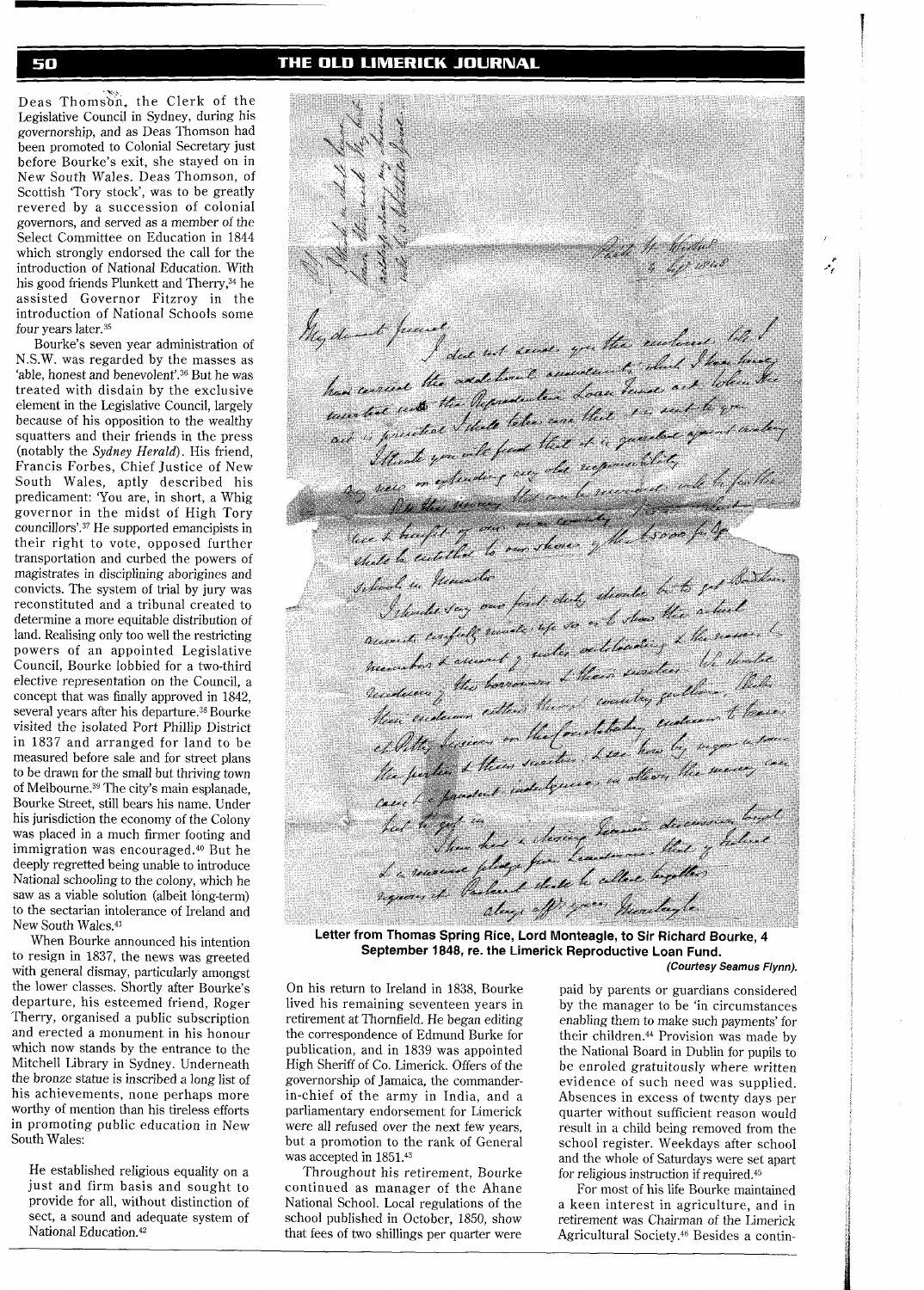Deas Thomson, the Clerk of the Legislative Council in Sydney, during his governorship, and as Deas Thomson had been promoted to Colonial Secretary just before Bourke's exit, she stayed on in New South Wales. Deas Thomson, of Scottish 'Tory stock', was to be greatly revered by a succession of colonial governors, and served as a member of the Select Committee on Education in 1844 which strongly endorsed the call for the introduction of National Education. With his good friends Plunkett and Therry,[34] he assisted Governor Fitzroy in the introduction of National Schools some four years later.[35]

Bourke's seven year administration of N.S.W. was regarded by the masses as 'able, honest and benevolent'.[36] But he was treated with disdain by the exclusive element in the Legislative Council, largely because of his opposition to the wealthy squatters and their friends in the press (notably the *Sydney Herald*). His friend, Francis Forbes, Chief Justice of New South Wales, aptly described his predicament: 'You are, in short, a Whig governor in the midst of High Tory councillors'.[37] He supported emancipists in their right to vote, opposed further transportation and curbed the powers of magistrates in disciplining aborigines and convicts. The system of trial by jury was reconstituted and a tribunal created to determine a more equitable distribution of land. Realising only too well the restricting powers of an appointed Legislative Council, Bourke lobbied for a two-third elective representation on the Council, a concept that was finally approved in 1842, several years after his departure.[38] Bourke visited the isolated Port Phillip District in 1837 and arranged for land to be measured before sale and for street plans to be drawn for the small but thriving town of Melbourne.[39] The city's main esplanade, Bourke Street, still bears his name. Under his jurisdiction the economy of the Colony was placed in a much firmer footing and immigration was encouraged.[40] But he deeply regretted being unable to introduce National schooling to the colony, which he saw as a viable solution (albeit long-term) to the sectarian intolerance of Ireland and New South Wales.[41]

When Bourke announced his intention to resign in 1837, the news was greeted with general dismay, particularly amongst the lower classes. Shortly after Bourke's departure, his esteemed friend, Roger Therry, organised a public subscription and erected a monument in his honour which now stands by the entrance to the Mitchell Library in Sydney. Underneath the bronze statue is inscribed a long list of his achievements, none perhaps more worthy of mention than his tireless efforts in promoting public education in New South Wales:

> He established religious equality on a just and firm basis and sought to provide for all, without distinction of sect, a sound and adequate system of National Education.[42]

**Letter from Thomas Spring Rice, Lord Monteagle, to Sir Richard Bourke, 4 September 1848, re. the Limerick Reproductive Loan Fund.**
*(Courtesy Seamus Flynn).*

On his return to Ireland in 1838, Bourke lived his remaining seventeen years in retirement at Thornfield. He began editing the correspondence of Edmund Burke for publication, and in 1839 was appointed High Sheriff of Co. Limerick. Offers of the governorship of Jamaica, the commander-in-chief of the army in India, and a parliamentary endorsement for Limerick were all refused over the next few years, but a promotion to the rank of General was accepted in 1851.[43]

Throughout his retirement, Bourke continued as manager of the Ahane National School. Local regulations of the school published in October, 1850, show that fees of two shillings per quarter were paid by parents or guardians considered by the manager to be 'in circumstances enabling them to make such payments' for their children.[44] Provision was made by the National Board in Dublin for pupils to be enroled gratuitously where written evidence of such need was supplied. Absences in excess of twenty days per quarter without sufficient reason would result in a child being removed from the school register. Weekdays after school and the whole of Saturdays were set apart for religious instruction if required.[45]

For most of his life Bourke maintained a keen interest in agriculture, and in retirement was Chairman of the Limerick Agricultural Society.[46] Besides a contin-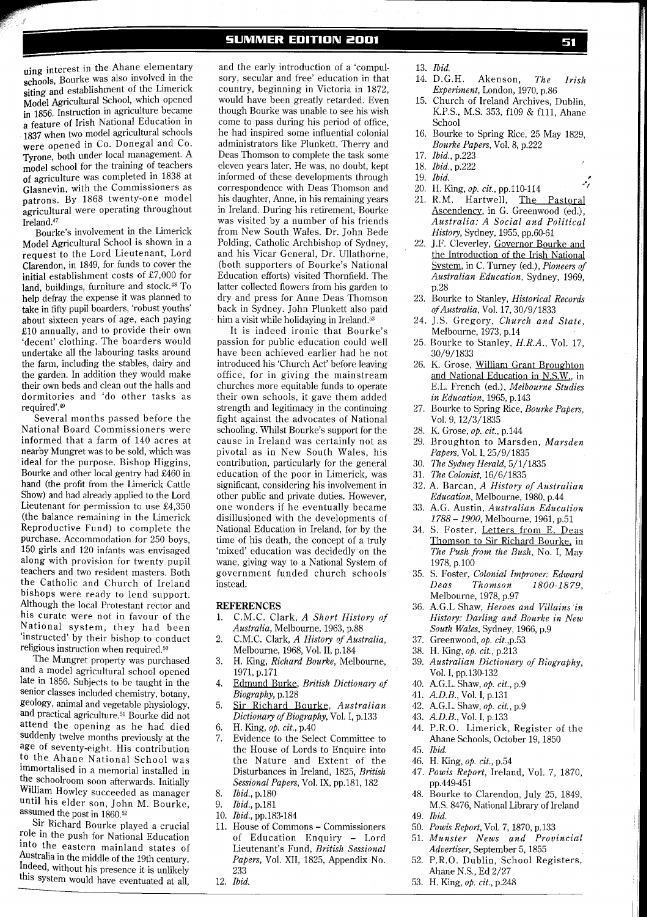uing interest in the Ahane elementary schools, Bourke was also involved in the siting and establishment of the Limerick Model Agricultural School, which opened in 1856. Instruction in agriculture became a feature of Irish National Education in 1837 when two model agricultural schools were opened in Co. Donegal and Co. Tyrone, both under local management. A model school for the training of teachers of agriculture was completed in 1838 at Glasnevin, with the Commissioners as patrons. By 1868 twenty-one model agricultural were operating throughout Ireland.[47]

Bourke's involvement in the Limerick Model Agricultural School is shown in a request to the Lord Lieutenant, Lord Clarendon, in 1849, for funds to cover the initial establishment costs of £7,000 for land, buildings, furniture and stock.[48] To help defray the expense it was planned to take in fifty pupil boarders, 'robust youths' about sixteen years of age, each paying £10 annually, and to provide their own 'decent' clothing. The boarders would undertake all the labouring tasks around the farm, including the stables, dairy and the garden. In addition they would make their own beds and clean out the halls and dormitories and 'do other tasks as required'.[49]

Several months passed before the National Board Commissioners were informed that a farm of 140 acres at nearby Mungret was to be sold, which was ideal for the purpose. Bishop Higgins, Bourke and other local gentry had £460 in hand (the profit from the Limerick Cattle Show) and had already applied to the Lord Lieutenant for permission to use £4,350 (the balance remaining in the Limerick Reproductive Fund) to complete the purchase. Accommodation for 250 boys, 150 girls and 120 infants was envisaged along with provision for twenty pupil teachers and two resident masters. Both the Catholic and Church of Ireland bishops were ready to lend support. Although the local Protestant rector and his curate were not in favour of the National system, they had been 'instructed' by their bishop to conduct religious instruction when required.[50]

The Mungret property was purchased and a model agricultural school opened late in 1856. Subjects to be taught in the senior classes included chemistry, botany, geology, animal and vegetable physiology, and practical agriculture.[51] Bourke did not attend the opening as he had died suddenly twelve months previously at the age of seventy-eight. His contribution to the Ahane National School was immortalised in a memorial installed in the schoolroom soon afterwards. Initially William Howley succeeded as manager until his elder son, John M. Bourke, assumed the post in 1860.[52]

Sir Richard Bourke played a crucial role in the push for National Education into the eastern mainland states of Australia in the middle of the 19th century. Indeed, without his presence it is unlikely this system would have eventuated at all, and the early introduction of a 'compulsory, secular and free' education in that country, beginning in Victoria in 1872, would have been greatly retarded. Even though Bourke was unable to see his wish come to pass during his period of office, he had inspired some influential colonial administrators like Plunkett, Therry and Deas Thomson to complete the task some eleven years later. He was, no doubt, kept informed of these developments through correspondence with Deas Thomson and his daughter, Anne, in his remaining years in Ireland. During his retirement, Bourke was visited by a number of his friends from New South Wales. Dr. John Bede Polding, Catholic Archbishop of Sydney, and his Vicar General, Dr. Ullathorne, (both supporters of Bourke's National Education efforts) visited Thornfield. The latter collected flowers from his garden to dry and press for Anne Deas Thomson back in Sydney. John Plunkett also paid him a visit while holidaying in Ireland.[53]

It is indeed ironic that Bourke's passion for public education could well have been achieved earlier had he not introduced his 'Church Act' before leaving office, for in giving the mainstream churches more equitable funds to operate their own schools, it gave them added strength and legitimacy in the continuing fight against the advocates of National schooling. Whilst Bourke's support for the cause in Ireland was certainly not as pivotal as in New South Wales, his contribution, particularly for the general education of the poor in Limerick, was significant, considering his involvement in other public and private duties. However, one wonders if he eventually became disillusioned with the developments of National Education in Ireland, for by the time of his death, the concept of a truly 'mixed' education was decidedly on the wane, giving way to a National System of government funded church schools instead.

## REFERENCES

1. C.M.C. Clark, *A Short History of Australia*, Melbourne, 1963, p.88
2. C.M.C. Clark, *A History of Australia*, Melbourne, 1968, Vol. II, p.184
3. H. King, *Richard Bourke*, Melbourne, 1971, p.171
4. Edmund Burke, *British Dictionary of Biography*, p.128
5. Sir Richard Bourke, *Australian Dictionary of Biography*, Vol. I, p.133
6. H. King, *op. cit.*, p.40
7. Evidence to the Select Committee to the House of Lords to Enquire into the Nature and Extent of the Disturbances in Ireland, 1825, *British Sessional Papers*, Vol. IX, pp.181, 182
8. *Ibid.*, p.180
9. *Ibid.*, p.181
10. *Ibid.*, pp.183-184
11. House of Commons – Commissioners of Education Enquiry – Lord Lieutenant's Fund, *British Sessional Papers*, Vol. XII, 1825, Appendix No. 233
12. *Ibid.*
13. *Ibid.*
14. D.G.H. Akenson, *The Irish Experiment*, London, 1970, p.86
15. Church of Ireland Archives, Dublin, K.P.S., M.S. 353, f109 & f111, Ahane School
16. Bourke to Spring Rice, 25 May 1829, *Bourke Papers*, Vol. 8, p.222
17. *Ibid.*, p.223
18. *Ibid.*, p.222
19. *Ibid.*
20. H. King, *op. cit.*, pp.110-114
21. R.M. Hartwell, The Pastoral Ascendency, in G. Greenwood (ed.), *Australia: A Social and Political History*, Sydney, 1955, pp.60-61
22. J.F. Cleverley, Governor Bourke and the Introduction of the Irish National System, in C. Turney (ed.), *Pioneers of Australian Education*, Sydney, 1969, p.28
23. Bourke to Stanley, *Historical Records of Australia*, Vol. 17, 30/9/1833
24. J.S. Gregory, *Church and State*, Melbourne, 1973, p.14
25. Bourke to Stanley, *H.R.A.*, Vol. 17, 30/9/1833
26. K. Grose, William Grant Broughton and National Education in N.S.W., in E.L. French (ed.), *Melbourne Studies in Education*, 1965, p.143
27. Bourke to Spring Rice, *Bourke Papers*, Vol. 9, 12/3/1835
28. K. Grose, *op. cit.*, p.144
29. Broughton to Marsden, *Marsden Papers*, Vol. I, 25/9/1835
30. *The Sydney Herald*, 5/1/1835
31. *The Colonist*, 16/6/1835
32. A. Barcan, *A History of Australian Education*, Melbourne, 1980, p.44
33. A.G. Austin, *Australian Education 1788 – 1900*, Melbourne, 1961, p.51
34. S. Foster, Letters from E. Deas Thomson to Sir Richard Bourke, in *The Push from the Bush*, No. I, May 1978, p.100
35. S. Foster, *Colonial Improver: Edward Deas Thomson 1800-1879*, Melbourne, 1978, p.97
36. A.G.L Shaw, *Heroes and Villains in History: Darling and Bourke in New South Wales*, Sydney, 1966, p.9
37. Greenwood, *op. cit.*,p.53
38. H. King, *op. cit.*, p.213
39. *Australian Dictionary of Biography*, Vol. I, pp.130-132
40. A.G.L. Shaw, *op. cit.*, p.9
41. *A.D.B.*, Vol. I, p.131
42. A.G.L. Shaw, *op. cit.*, p.9
43. *A.D.B.*, Vol. I, p.133
44. P.R.O. Limerick, Register of the Ahane Schools, October 19, 1850
45. *Ibid.*
46. H. King, *op. cit.*, p.54
47. *Powis Report*, Ireland, Vol. 7, 1870, pp.449-451
48. Bourke to Clarendon, July 25, 1849, M.S. 8476, National Library of Ireland
49. *Ibid.*
50. *Powis Report*, Vol. 7, 1870, p.133
51. *Munster News and Provincial Advertiser*, September 5, 1855
52. P.R.O. Dublin, School Registers, Ahane N.S., Ed 2/27
53. H. King, *op. cit.*, p.248